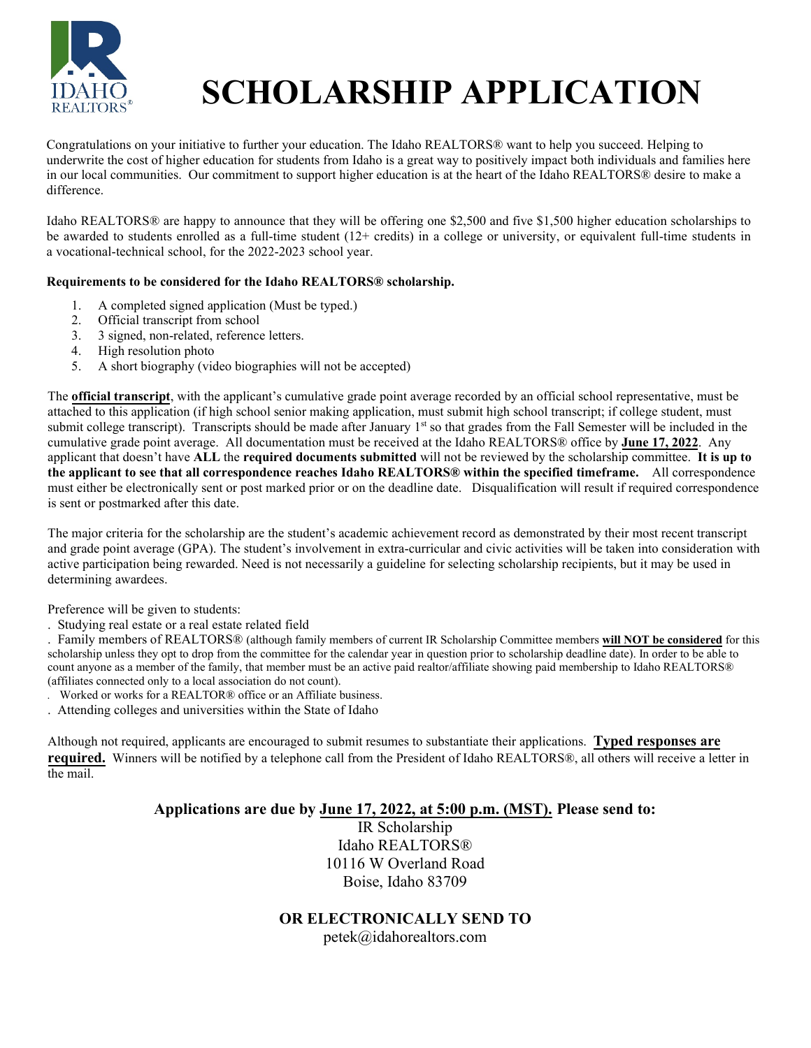# SCHOLARSHIP APPLICATION

Congratulations on your initiative to further your education. The Idaho REALTORS® want to help you succeed. Helping to underwrite the cost of higher education for students from Idaho is a great way to positively impact both individuals and families here in our local communities. Our commitment to support higher education is at the heart of the Idaho REALTORS® desire to make a difference.

Idaho REALTORS® are happy to announce that they will be offering one $2,500 and five $1,500 higher education scholarships to be awarded to students enrolled as a full-time student (12+ credits) in a college or university, or equivalent full-time students in a vocational-technical school, for the 2022-2023 school year.

**Requirements to be considered for the Idaho REALTORS® scholarship.**

1. A completed signed application (Must be typed.)
2. Official transcript from school
3. 3 signed, non-related, reference letters.
4. High resolution photo
5. A short biography (video biographies will not be accepted)

The **official transcript**, with the applicant's cumulative grade point average recorded by an official school representative, must be attached to this application (if high school senior making application, must submit high school transcript; if college student, must submit college transcript). Transcripts should be made after January 1st so that grades from the Fall Semester will be included in the cumulative grade point average. All documentation must be received at the Idaho REALTORS® office by **June 17, 2022**. Any applicant that doesn't have **ALL** the **required documents submitted** will not be reviewed by the scholarship committee. **It is up to the applicant to see that all correspondence reaches Idaho REALTORS® within the specified timeframe.** All correspondence must either be electronically sent or post marked prior or on the deadline date. Disqualification will result if required correspondence is sent or postmarked after this date.

The major criteria for the scholarship are the student's academic achievement record as demonstrated by their most recent transcript and grade point average (GPA). The student's involvement in extra-curricular and civic activities will be taken into consideration with active participation being rewarded. Need is not necessarily a guideline for selecting scholarship recipients, but it may be used in determining awardees.

Preference will be given to students:

- Studying real estate or a real estate related field
- Family members of REALTORS® (although family members of current IR Scholarship Committee members **will NOT be considered** for this scholarship unless they opt to drop from the committee for the calendar year in question prior to scholarship deadline date). In order to be able to count anyone as a member of the family, that member must be an active paid realtor/affiliate showing paid membership to Idaho REALTORS® (affiliates connected only to a local association do not count).
- Worked or works for a REALTOR® office or an Affiliate business.
- Attending colleges and universities within the State of Idaho

Although not required, applicants are encouraged to submit resumes to substantiate their applications. **Typed responses are required.** Winners will be notified by a telephone call from the President of Idaho REALTORS®, all others will receive a letter in the mail.

**Applications are due by June 17, 2022, at 5:00 p.m. (MST). Please send to:**

IR Scholarship
Idaho REALTORS®
10116 W Overland Road
Boise, Idaho 83709

**OR ELECTRONICALLY SEND TO**

petek@idahorealtors.com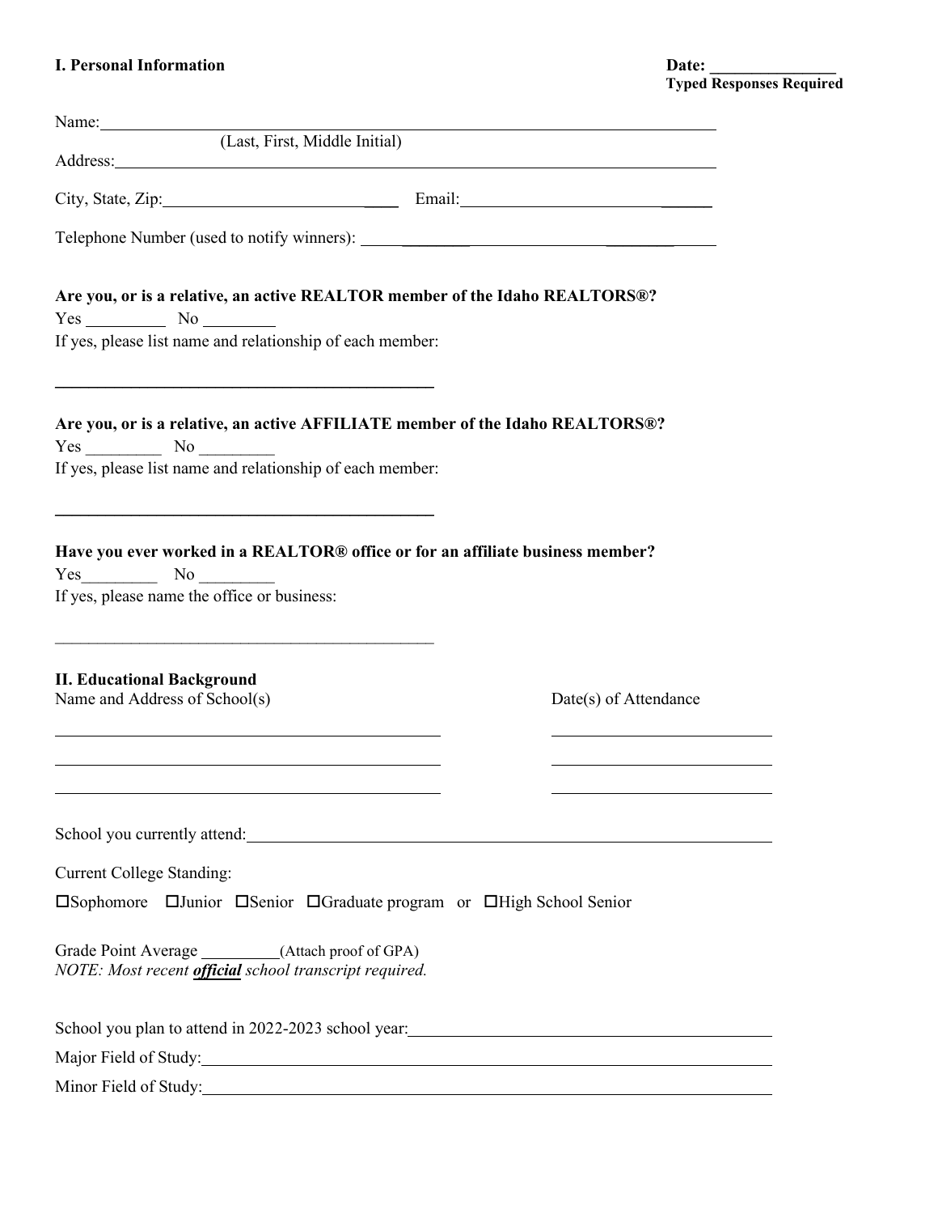## I. Personal Information

**Date: _______________**
**Typed Responses Required**

Name: ______________________________________________
(Last, First, Middle Initial)

Address: ______________________________________________

City, State, Zip: ______________________ Email: ______________________

Telephone Number (used to notify winners): ______________________

**Are you, or is a relative, an active REALTOR member of the Idaho REALTORS®?**

Yes __________ No _________

If yes, please list name and relationship of each member:

______________________________________________

**Are you, or is a relative, an active AFFILIATE member of the Idaho REALTORS®?**

Yes _________ No _________

If yes, please list name and relationship of each member:

______________________________________________

**Have you ever worked in a REALTOR® office or for an affiliate business member?**

Yes_________ No _________

If yes, please name the office or business:

______________________________________________

## II. Educational Background

| Name and Address of School(s) | Date(s) of Attendance |
|---|---|
| | |
| | |
| | |

School you currently attend: ______________________________________________

Current College Standing:

☐Sophomore ☐Junior ☐Senior ☐Graduate program or ☐High School Senior

Grade Point Average _________(Attach proof of GPA)

*NOTE: Most recent **official** school transcript required.*

School you plan to attend in 2022-2023 school year: ______________________________

Major Field of Study: ______________________________________________

Minor Field of Study: ______________________________________________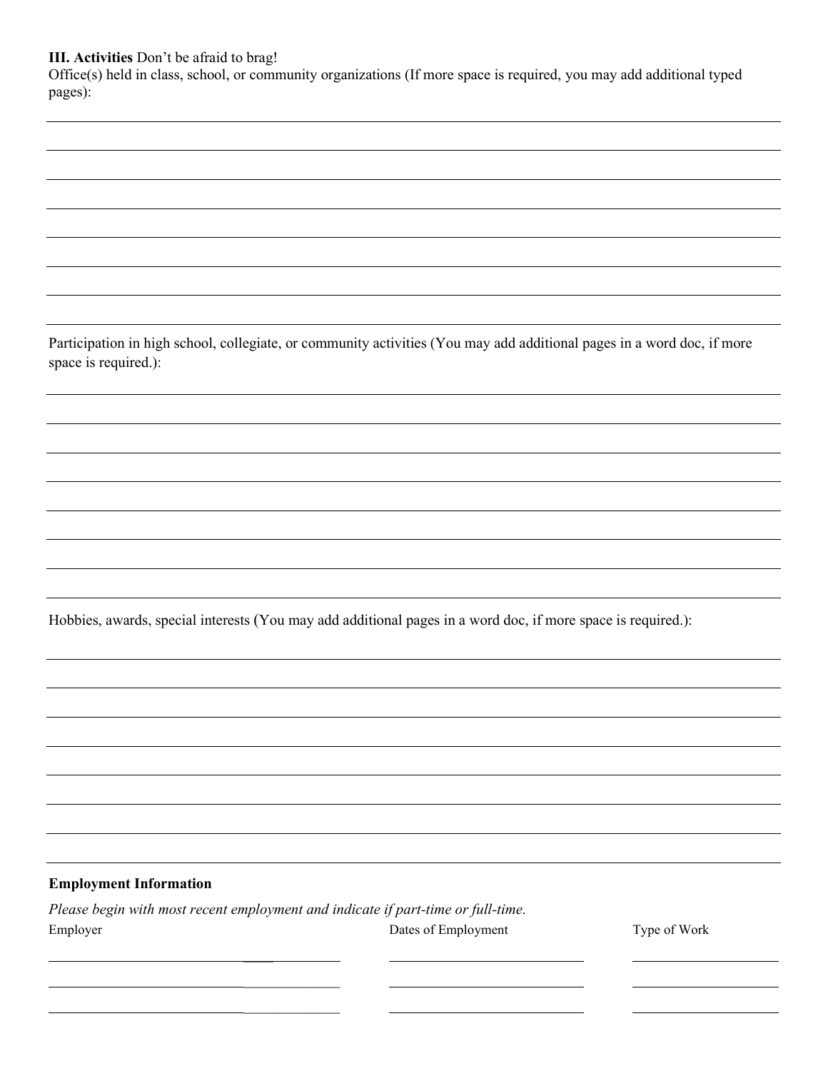**III. Activities** Don't be afraid to brag!

Office(s) held in class, school, or community organizations (If more space is required, you may add additional typed pages):

Participation in high school, collegiate, or community activities (You may add additional pages in a word doc, if more space is required.):

Hobbies, awards, special interests (You may add additional pages in a word doc, if more space is required.):

**Employment Information**

*Please begin with most recent employment and indicate if part-time or full-time.*

| Employer | Dates of Employment | Type of Work |
| --- | --- | --- |
| | | |
| | | |
| | | |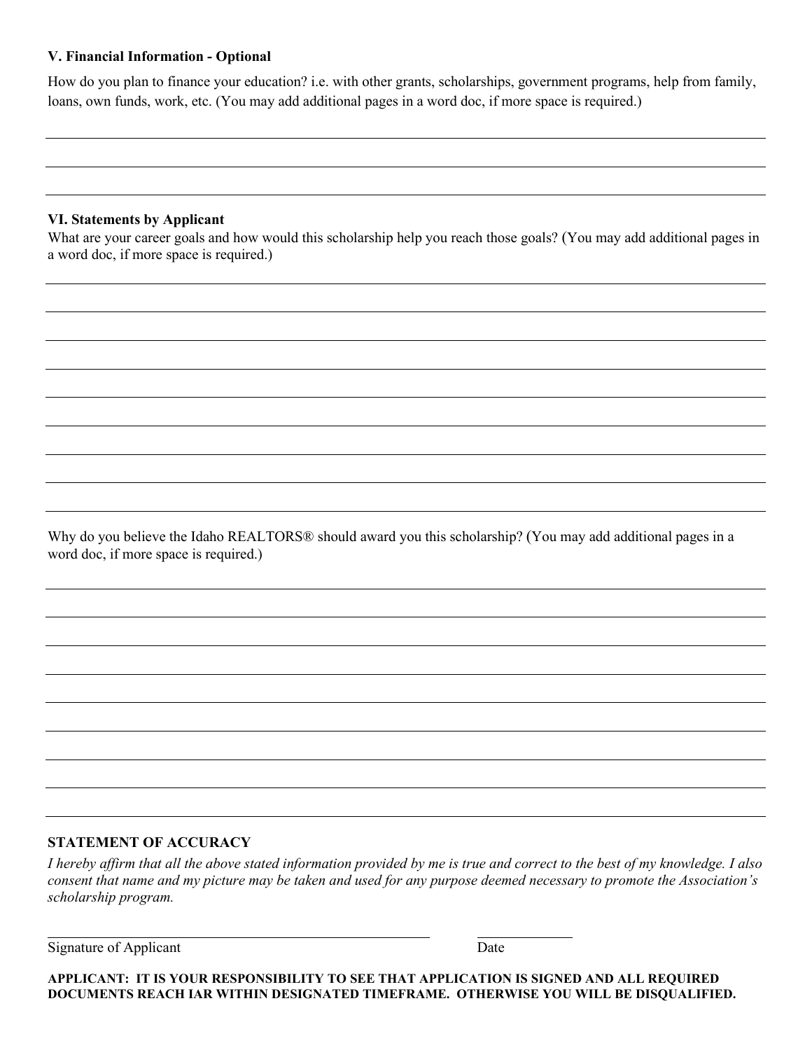**V. Financial Information - Optional**

How do you plan to finance your education? i.e. with other grants, scholarships, government programs, help from family, loans, own funds, work, etc. (You may add additional pages in a word doc, if more space is required.)

**VI. Statements by Applicant**

What are your career goals and how would this scholarship help you reach those goals? (You may add additional pages in a word doc, if more space is required.)

Why do you believe the Idaho REALTORS® should award you this scholarship? (You may add additional pages in a word doc, if more space is required.)

**STATEMENT OF ACCURACY**

*I hereby affirm that all the above stated information provided by me is true and correct to the best of my knowledge. I also consent that name and my picture may be taken and used for any purpose deemed necessary to promote the Association's scholarship program.*

Signature of Applicant　　　　　　　　　　　　Date

**APPLICANT: IT IS YOUR RESPONSIBILITY TO SEE THAT APPLICATION IS SIGNED AND ALL REQUIRED DOCUMENTS REACH IAR WITHIN DESIGNATED TIMEFRAME. OTHERWISE YOU WILL BE DISQUALIFIED.**